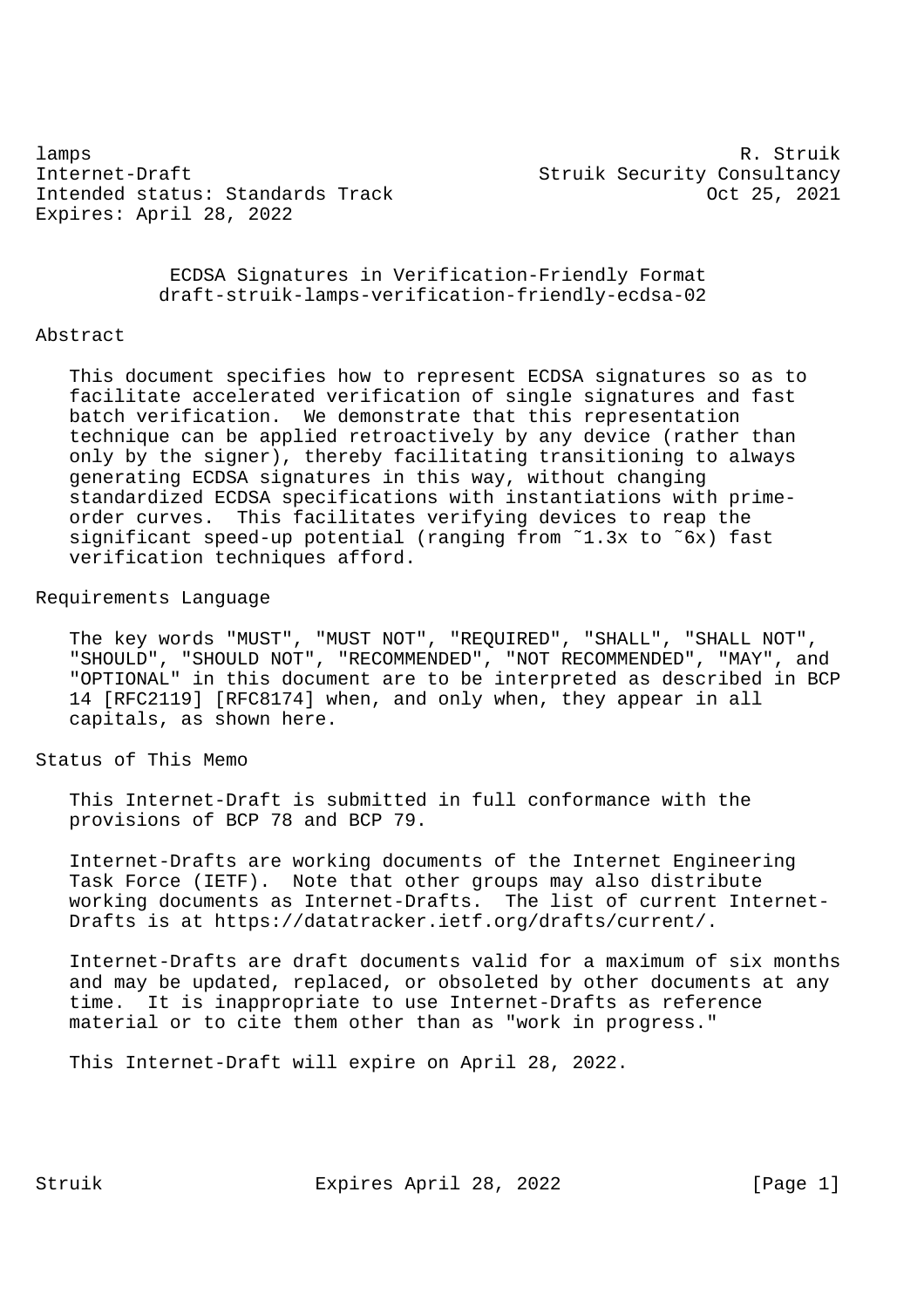lamps R. Struik
Internet-Draft Struik Security Consultancy
Intended status: Standards Track Oct 25, 2021
Expires: April 28, 2022

# ECDSA Signatures in Verification-Friendly Format
draft-struik-lamps-verification-friendly-ecdsa-02

## Abstract

This document specifies how to represent ECDSA signatures so as to facilitate accelerated verification of single signatures and fast batch verification. We demonstrate that this representation technique can be applied retroactively by any device (rather than only by the signer), thereby facilitating transitioning to always generating ECDSA signatures in this way, without changing standardized ECDSA specifications with instantiations with prime-order curves. This facilitates verifying devices to reap the significant speed-up potential (ranging from ~1.3x to ~6x) fast verification techniques afford.

## Requirements Language

The key words "MUST", "MUST NOT", "REQUIRED", "SHALL", "SHALL NOT", "SHOULD", "SHOULD NOT", "RECOMMENDED", "NOT RECOMMENDED", "MAY", and "OPTIONAL" in this document are to be interpreted as described in BCP 14 [RFC2119] [RFC8174] when, and only when, they appear in all capitals, as shown here.

## Status of This Memo

This Internet-Draft is submitted in full conformance with the provisions of BCP 78 and BCP 79.

Internet-Drafts are working documents of the Internet Engineering Task Force (IETF). Note that other groups may also distribute working documents as Internet-Drafts. The list of current Internet-Drafts is at https://datatracker.ietf.org/drafts/current/.

Internet-Drafts are draft documents valid for a maximum of six months and may be updated, replaced, or obsoleted by other documents at any time. It is inappropriate to use Internet-Drafts as reference material or to cite them other than as "work in progress."

This Internet-Draft will expire on April 28, 2022.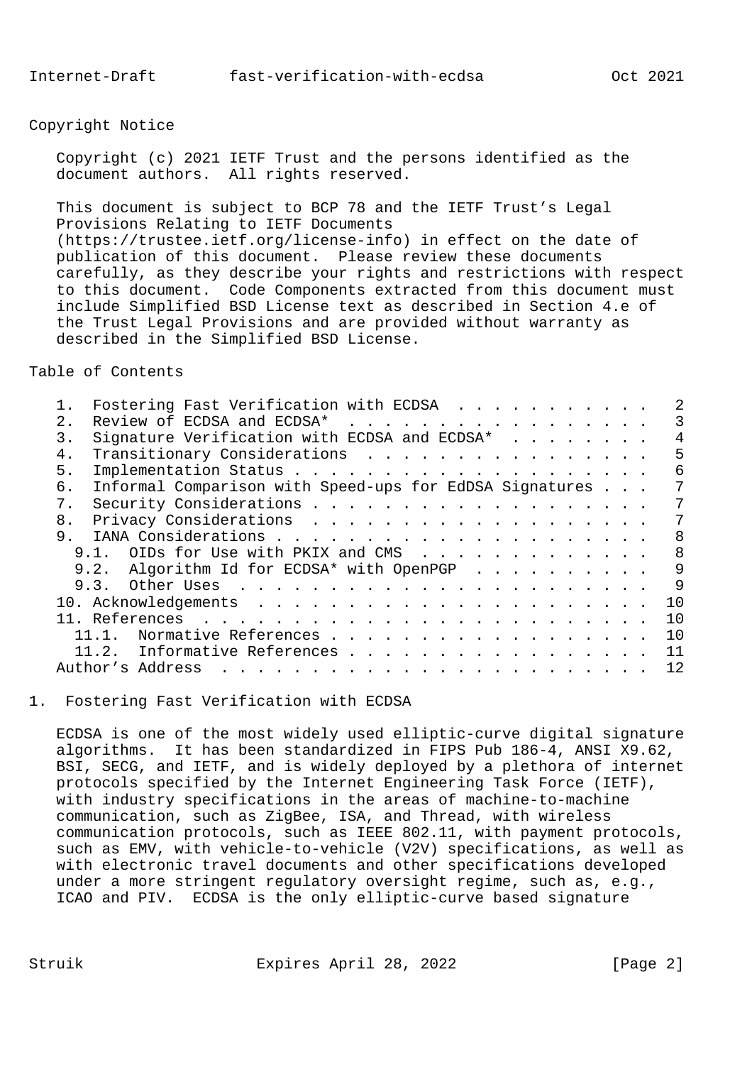## Copyright Notice

Copyright (c) 2021 IETF Trust and the persons identified as the document authors. All rights reserved.

This document is subject to BCP 78 and the IETF Trust's Legal Provisions Relating to IETF Documents (https://trustee.ietf.org/license-info) in effect on the date of publication of this document. Please review these documents carefully, as they describe your rights and restrictions with respect to this document. Code Components extracted from this document must include Simplified BSD License text as described in Section 4.e of the Trust Legal Provisions and are provided without warranty as described in the Simplified BSD License.

## Table of Contents

```
   1.  Fostering Fast Verification with ECDSA  . . . . . . . . . . .   2
   2.  Review of ECDSA and ECDSA*  . . . . . . . . . . . . . . . . .   3
   3.  Signature Verification with ECDSA and ECDSA*  . . . . . . . .   4
   4.  Transitionary Considerations  . . . . . . . . . . . . . . . .   5
   5.  Implementation Status . . . . . . . . . . . . . . . . . . . .   6
   6.  Informal Comparison with Speed-ups for EdDSA Signatures . . .   7
   7.  Security Considerations . . . . . . . . . . . . . . . . . . .   7
   8.  Privacy Considerations  . . . . . . . . . . . . . . . . . . .   7
   9.  IANA Considerations . . . . . . . . . . . . . . . . . . . . .   8
     9.1.  OIDs for Use with PKIX and CMS  . . . . . . . . . . . . .   8
     9.2.  Algorithm Id for ECDSA* with OpenPGP  . . . . . . . . . .   9
     9.3.  Other Uses  . . . . . . . . . . . . . . . . . . . . . . .   9
   10. Acknowledgements  . . . . . . . . . . . . . . . . . . . . . .  10
   11. References  . . . . . . . . . . . . . . . . . . . . . . . . .  10
     11.1.  Normative References . . . . . . . . . . . . . . . . . .  10
     11.2.  Informative References . . . . . . . . . . . . . . . . .  11
   Author's Address  . . . . . . . . . . . . . . . . . . . . . . . .  12
```

## 1. Fostering Fast Verification with ECDSA

ECDSA is one of the most widely used elliptic-curve digital signature algorithms. It has been standardized in FIPS Pub 186-4, ANSI X9.62, BSI, SECG, and IETF, and is widely deployed by a plethora of internet protocols specified by the Internet Engineering Task Force (IETF), with industry specifications in the areas of machine-to-machine communication, such as ZigBee, ISA, and Thread, with wireless communication protocols, such as IEEE 802.11, with payment protocols, such as EMV, with vehicle-to-vehicle (V2V) specifications, as well as with electronic travel documents and other specifications developed under a more stringent regulatory oversight regime, such as, e.g., ICAO and PIV. ECDSA is the only elliptic-curve based signature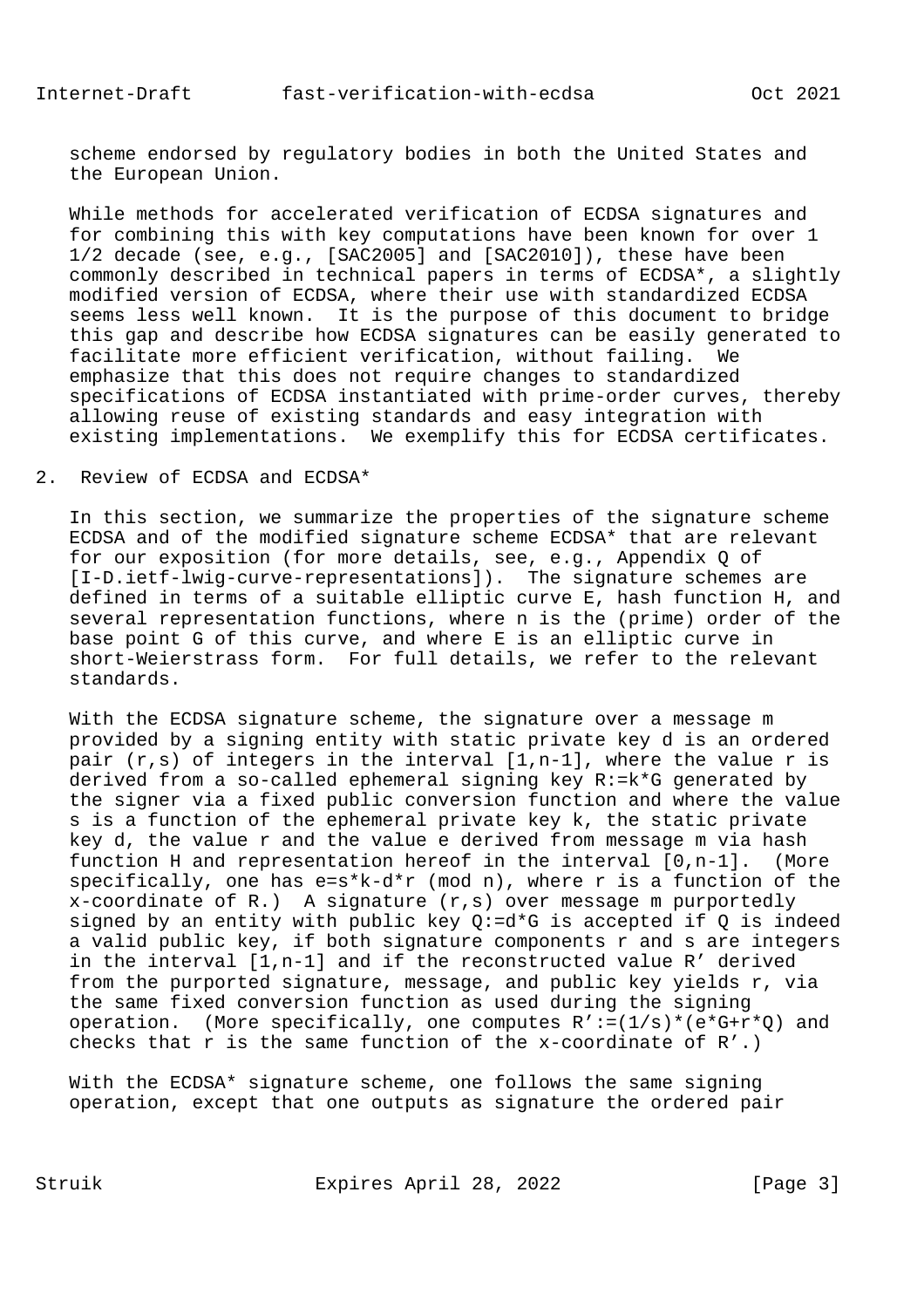scheme endorsed by regulatory bodies in both the United States and the European Union.

While methods for accelerated verification of ECDSA signatures and for combining this with key computations have been known for over 1 1/2 decade (see, e.g., [SAC2005] and [SAC2010]), these have been commonly described in technical papers in terms of ECDSA*, a slightly modified version of ECDSA, where their use with standardized ECDSA seems less well known. It is the purpose of this document to bridge this gap and describe how ECDSA signatures can be easily generated to facilitate more efficient verification, without failing. We emphasize that this does not require changes to standardized specifications of ECDSA instantiated with prime-order curves, thereby allowing reuse of existing standards and easy integration with existing implementations. We exemplify this for ECDSA certificates.

## 2. Review of ECDSA and ECDSA*

In this section, we summarize the properties of the signature scheme ECDSA and of the modified signature scheme ECDSA* that are relevant for our exposition (for more details, see, e.g., Appendix Q of [I-D.ietf-lwig-curve-representations]). The signature schemes are defined in terms of a suitable elliptic curve E, hash function H, and several representation functions, where n is the (prime) order of the base point G of this curve, and where E is an elliptic curve in short-Weierstrass form. For full details, we refer to the relevant standards.

With the ECDSA signature scheme, the signature over a message m provided by a signing entity with static private key d is an ordered pair (r,s) of integers in the interval [1,n-1], where the value r is derived from a so-called ephemeral signing key R:=k*G generated by the signer via a fixed public conversion function and where the value s is a function of the ephemeral private key k, the static private key d, the value r and the value e derived from message m via hash function H and representation hereof in the interval [0,n-1]. (More specifically, one has e=s*k-d*r (mod n), where r is a function of the x-coordinate of R.) A signature (r,s) over message m purportedly signed by an entity with public key Q:=d*G is accepted if Q is indeed a valid public key, if both signature components r and s are integers in the interval [1,n-1] and if the reconstructed value R' derived from the purported signature, message, and public key yields r, via the same fixed conversion function as used during the signing operation. (More specifically, one computes R':=(1/s)*(e*G+r*Q) and checks that r is the same function of the x-coordinate of R'.)

With the ECDSA* signature scheme, one follows the same signing operation, except that one outputs as signature the ordered pair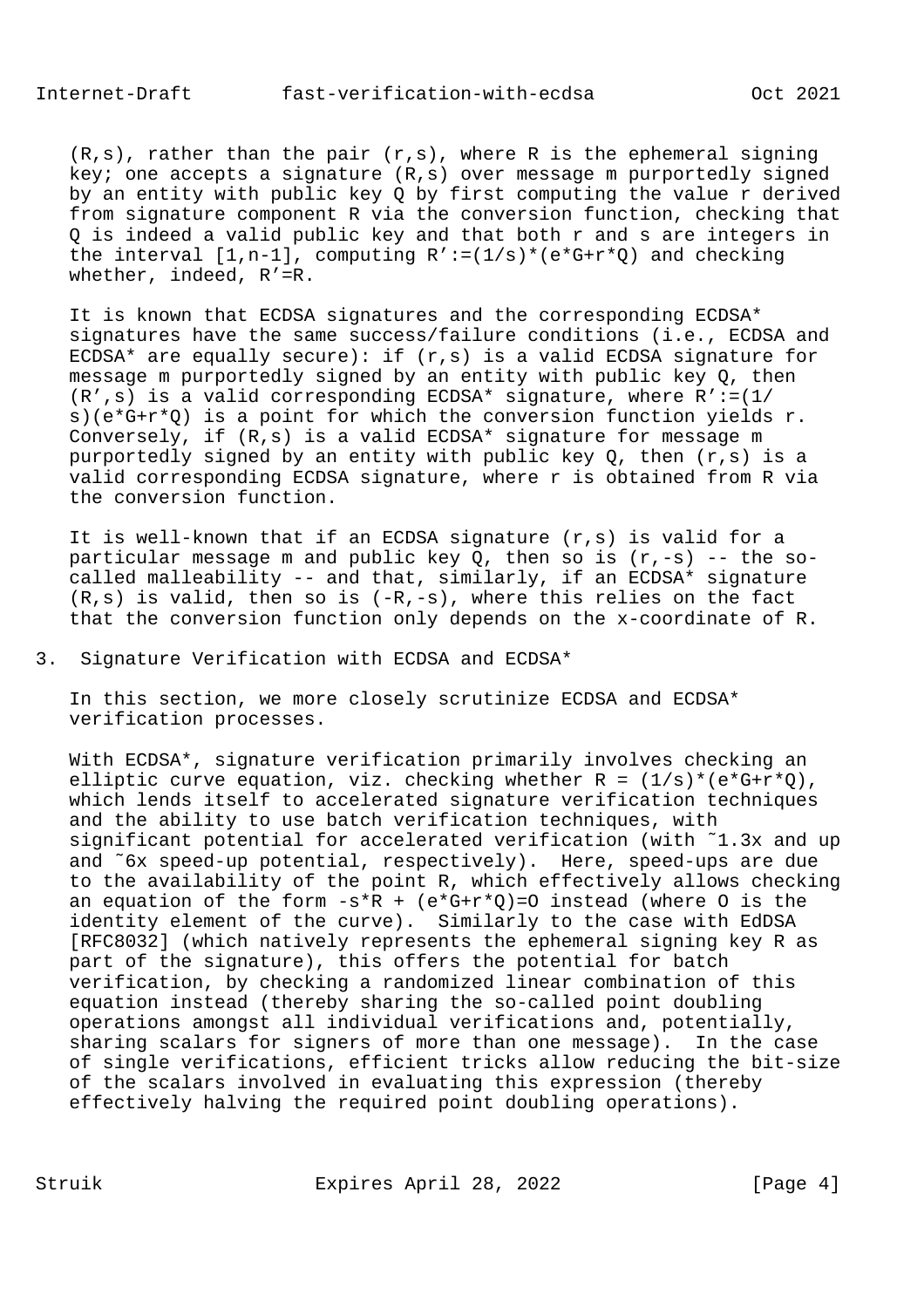$(R,s)$, rather than the pair $(r,s)$, where $R$ is the ephemeral signing key; one accepts a signature $(R,s)$ over message $m$ purportedly signed by an entity with public key $Q$ by first computing the value $r$ derived from signature component $R$ via the conversion function, checking that $Q$ is indeed a valid public key and that both $r$ and $s$ are integers in the interval $[1,n-1]$, computing $R' := (1/s)*(e*G+r*Q)$ and checking whether, indeed, $R'=R$.

It is known that ECDSA signatures and the corresponding ECDSA* signatures have the same success/failure conditions (i.e., ECDSA and ECDSA* are equally secure): if $(r,s)$ is a valid ECDSA signature for message $m$ purportedly signed by an entity with public key $Q$, then $(R',s)$ is a valid corresponding ECDSA* signature, where $R' := (1/s)(e*G+r*Q)$ is a point for which the conversion function yields $r$. Conversely, if $(R,s)$ is a valid ECDSA* signature for message $m$ purportedly signed by an entity with public key $Q$, then $(r,s)$ is a valid corresponding ECDSA signature, where $r$ is obtained from $R$ via the conversion function.

It is well-known that if an ECDSA signature $(r,s)$ is valid for a particular message $m$ and public key $Q$, then so is $(r,-s)$ -- the so-called malleability -- and that, similarly, if an ECDSA* signature $(R,s)$ is valid, then so is $(-R,-s)$, where this relies on the fact that the conversion function only depends on the x-coordinate of $R$.

## 3. Signature Verification with ECDSA and ECDSA*

In this section, we more closely scrutinize ECDSA and ECDSA* verification processes.

With ECDSA*, signature verification primarily involves checking an elliptic curve equation, viz. checking whether $R = (1/s)*(e*G+r*Q)$, which lends itself to accelerated signature verification techniques and the ability to use batch verification techniques, with significant potential for accelerated verification (with ~1.3x and up and ~6x speed-up potential, respectively). Here, speed-ups are due to the availability of the point $R$, which effectively allows checking an equation of the form $-s*R + (e*G+r*Q)=O$ instead (where $O$ is the identity element of the curve). Similarly to the case with EdDSA [RFC8032] (which natively represents the ephemeral signing key $R$ as part of the signature), this offers the potential for batch verification, by checking a randomized linear combination of this equation instead (thereby sharing the so-called point doubling operations amongst all individual verifications and, potentially, sharing scalars for signers of more than one message). In the case of single verifications, efficient tricks allow reducing the bit-size of the scalars involved in evaluating this expression (thereby effectively halving the required point doubling operations).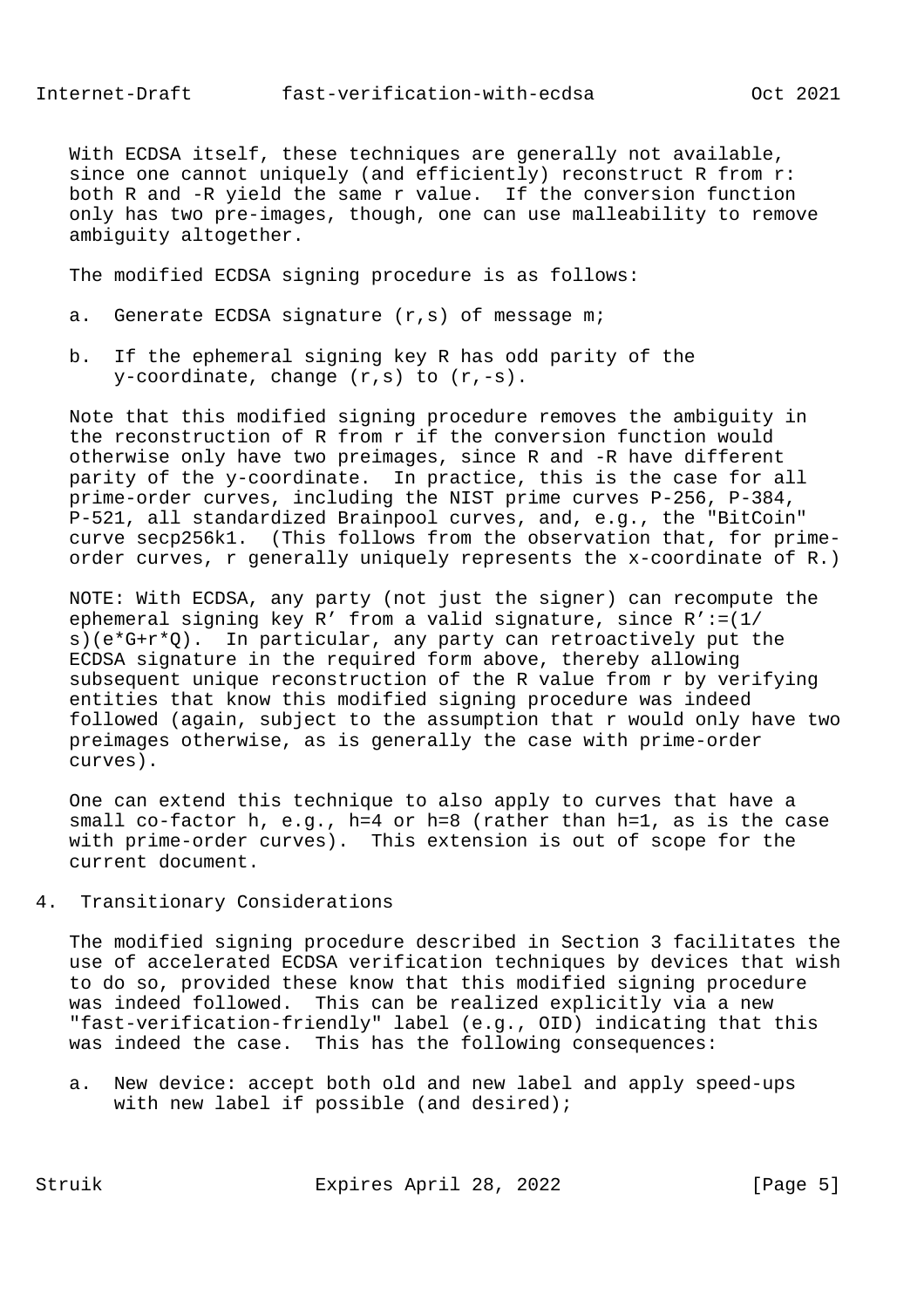With ECDSA itself, these techniques are generally not available, since one cannot uniquely (and efficiently) reconstruct R from r: both R and -R yield the same r value. If the conversion function only has two pre-images, though, one can use malleability to remove ambiguity altogether.

The modified ECDSA signing procedure is as follows:

a. Generate ECDSA signature (r,s) of message m;

b. If the ephemeral signing key R has odd parity of the y-coordinate, change (r,s) to (r,-s).

Note that this modified signing procedure removes the ambiguity in the reconstruction of R from r if the conversion function would otherwise only have two preimages, since R and -R have different parity of the y-coordinate. In practice, this is the case for all prime-order curves, including the NIST prime curves P-256, P-384, P-521, all standardized Brainpool curves, and, e.g., the "BitCoin" curve secp256k1. (This follows from the observation that, for prime-order curves, r generally uniquely represents the x-coordinate of R.)

NOTE: With ECDSA, any party (not just the signer) can recompute the ephemeral signing key R' from a valid signature, since R':=(1/s)(e*G+r*Q). In particular, any party can retroactively put the ECDSA signature in the required form above, thereby allowing subsequent unique reconstruction of the R value from r by verifying entities that know this modified signing procedure was indeed followed (again, subject to the assumption that r would only have two preimages otherwise, as is generally the case with prime-order curves).

One can extend this technique to also apply to curves that have a small co-factor h, e.g., h=4 or h=8 (rather than h=1, as is the case with prime-order curves). This extension is out of scope for the current document.

## 4. Transitionary Considerations

The modified signing procedure described in Section 3 facilitates the use of accelerated ECDSA verification techniques by devices that wish to do so, provided these know that this modified signing procedure was indeed followed. This can be realized explicitly via a new "fast-verification-friendly" label (e.g., OID) indicating that this was indeed the case. This has the following consequences:

a. New device: accept both old and new label and apply speed-ups with new label if possible (and desired);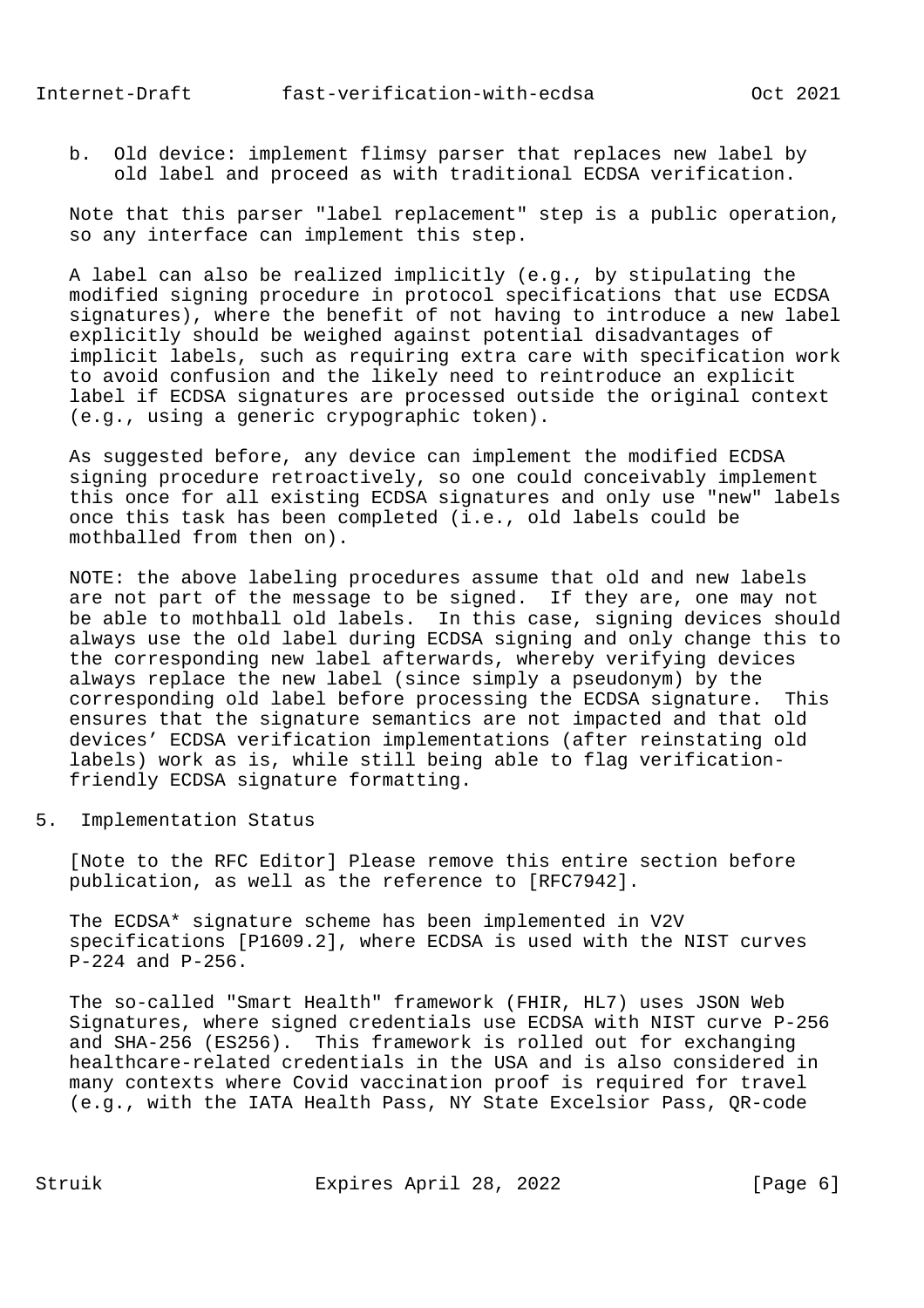b. Old device: implement flimsy parser that replaces new label by old label and proceed as with traditional ECDSA verification.

Note that this parser "label replacement" step is a public operation, so any interface can implement this step.

A label can also be realized implicitly (e.g., by stipulating the modified signing procedure in protocol specifications that use ECDSA signatures), where the benefit of not having to introduce a new label explicitly should be weighed against potential disadvantages of implicit labels, such as requiring extra care with specification work to avoid confusion and the likely need to reintroduce an explicit label if ECDSA signatures are processed outside the original context (e.g., using a generic crypographic token).

As suggested before, any device can implement the modified ECDSA signing procedure retroactively, so one could conceivably implement this once for all existing ECDSA signatures and only use "new" labels once this task has been completed (i.e., old labels could be mothballed from then on).

NOTE: the above labeling procedures assume that old and new labels are not part of the message to be signed. If they are, one may not be able to mothball old labels. In this case, signing devices should always use the old label during ECDSA signing and only change this to the corresponding new label afterwards, whereby verifying devices always replace the new label (since simply a pseudonym) by the corresponding old label before processing the ECDSA signature. This ensures that the signature semantics are not impacted and that old devices' ECDSA verification implementations (after reinstating old labels) work as is, while still being able to flag verification-friendly ECDSA signature formatting.

## 5. Implementation Status

[Note to the RFC Editor] Please remove this entire section before publication, as well as the reference to [RFC7942].

The ECDSA* signature scheme has been implemented in V2V specifications [P1609.2], where ECDSA is used with the NIST curves P-224 and P-256.

The so-called "Smart Health" framework (FHIR, HL7) uses JSON Web Signatures, where signed credentials use ECDSA with NIST curve P-256 and SHA-256 (ES256). This framework is rolled out for exchanging healthcare-related credentials in the USA and is also considered in many contexts where Covid vaccination proof is required for travel (e.g., with the IATA Health Pass, NY State Excelsior Pass, QR-code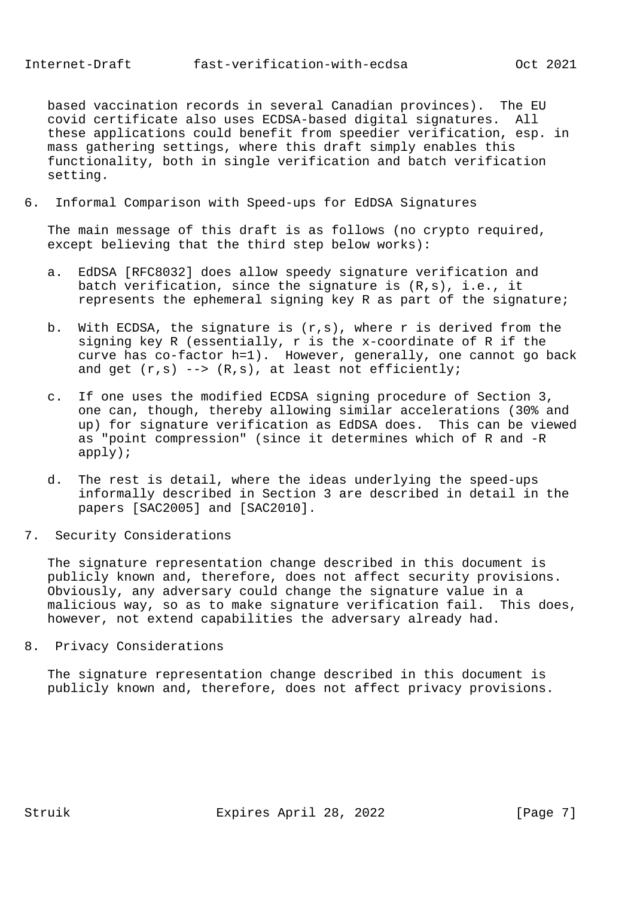based vaccination records in several Canadian provinces). The EU covid certificate also uses ECDSA-based digital signatures. All these applications could benefit from speedier verification, esp. in mass gathering settings, where this draft simply enables this functionality, both in single verification and batch verification setting.

## 6. Informal Comparison with Speed-ups for EdDSA Signatures

The main message of this draft is as follows (no crypto required, except believing that the third step below works):

a. EdDSA [RFC8032] does allow speedy signature verification and batch verification, since the signature is (R,s), i.e., it represents the ephemeral signing key R as part of the signature;

b. With ECDSA, the signature is (r,s), where r is derived from the signing key R (essentially, r is the x-coordinate of R if the curve has co-factor h=1). However, generally, one cannot go back and get (r,s) --> (R,s), at least not efficiently;

c. If one uses the modified ECDSA signing procedure of Section 3, one can, though, thereby allowing similar accelerations (30% and up) for signature verification as EdDSA does. This can be viewed as "point compression" (since it determines which of R and -R apply);

d. The rest is detail, where the ideas underlying the speed-ups informally described in Section 3 are described in detail in the papers [SAC2005] and [SAC2010].

## 7. Security Considerations

The signature representation change described in this document is publicly known and, therefore, does not affect security provisions. Obviously, any adversary could change the signature value in a malicious way, so as to make signature verification fail. This does, however, not extend capabilities the adversary already had.

## 8. Privacy Considerations

The signature representation change described in this document is publicly known and, therefore, does not affect privacy provisions.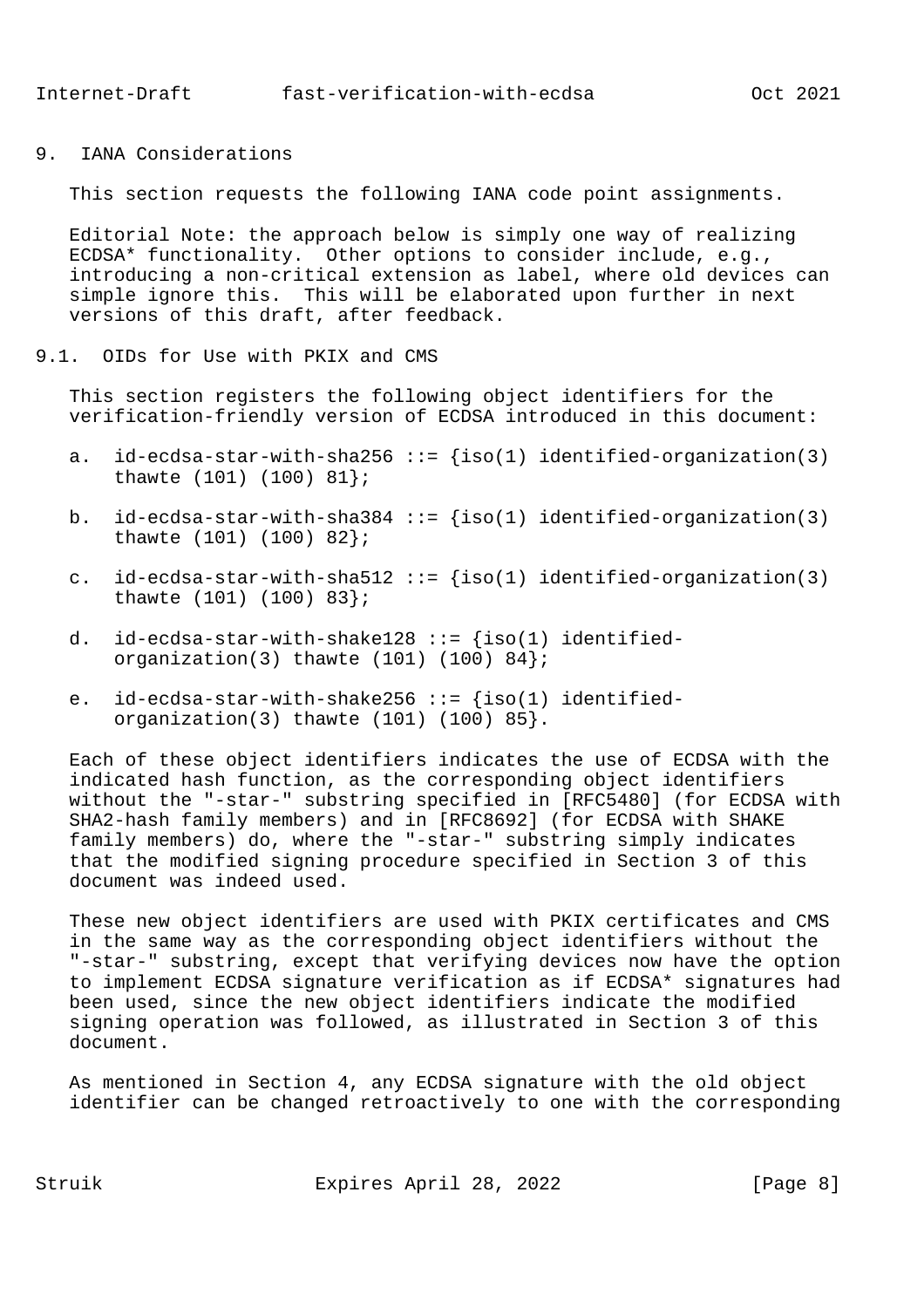## 9. IANA Considerations

This section requests the following IANA code point assignments.

Editorial Note: the approach below is simply one way of realizing ECDSA* functionality. Other options to consider include, e.g., introducing a non-critical extension as label, where old devices can simple ignore this. This will be elaborated upon further in next versions of this draft, after feedback.

### 9.1. OIDs for Use with PKIX and CMS

This section registers the following object identifiers for the verification-friendly version of ECDSA introduced in this document:

a. id-ecdsa-star-with-sha256 ::= {iso(1) identified-organization(3) thawte (101) (100) 81};

b. id-ecdsa-star-with-sha384 ::= {iso(1) identified-organization(3) thawte (101) (100) 82};

c. id-ecdsa-star-with-sha512 ::= {iso(1) identified-organization(3) thawte (101) (100) 83};

d. id-ecdsa-star-with-shake128 ::= {iso(1) identified-organization(3) thawte (101) (100) 84};

e. id-ecdsa-star-with-shake256 ::= {iso(1) identified-organization(3) thawte (101) (100) 85}.

Each of these object identifiers indicates the use of ECDSA with the indicated hash function, as the corresponding object identifiers without the "-star-" substring specified in [RFC5480] (for ECDSA with SHA2-hash family members) and in [RFC8692] (for ECDSA with SHAKE family members) do, where the "-star-" substring simply indicates that the modified signing procedure specified in Section 3 of this document was indeed used.

These new object identifiers are used with PKIX certificates and CMS in the same way as the corresponding object identifiers without the "-star-" substring, except that verifying devices now have the option to implement ECDSA signature verification as if ECDSA* signatures had been used, since the new object identifiers indicate the modified signing operation was followed, as illustrated in Section 3 of this document.

As mentioned in Section 4, any ECDSA signature with the old object identifier can be changed retroactively to one with the corresponding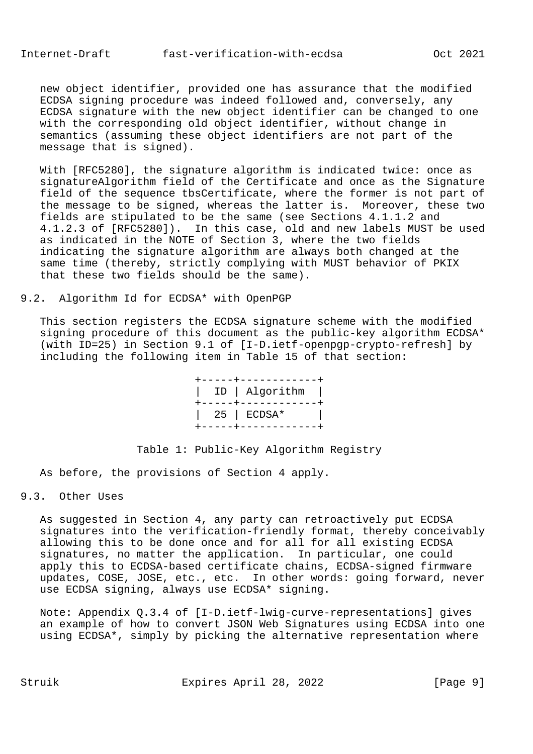new object identifier, provided one has assurance that the modified ECDSA signing procedure was indeed followed and, conversely, any ECDSA signature with the new object identifier can be changed to one with the corresponding old object identifier, without change in semantics (assuming these object identifiers are not part of the message that is signed).

With [RFC5280], the signature algorithm is indicated twice: once as signatureAlgorithm field of the Certificate and once as the Signature field of the sequence tbsCertificate, where the former is not part of the message to be signed, whereas the latter is. Moreover, these two fields are stipulated to be the same (see Sections 4.1.1.2 and 4.1.2.3 of [RFC5280]). In this case, old and new labels MUST be used as indicated in the NOTE of Section 3, where the two fields indicating the signature algorithm are always both changed at the same time (thereby, strictly complying with MUST behavior of PKIX that these two fields should be the same).

## 9.2. Algorithm Id for ECDSA* with OpenPGP

This section registers the ECDSA signature scheme with the modified signing procedure of this document as the public-key algorithm ECDSA* (with ID=25) in Section 9.1 of [I-D.ietf-openpgp-crypto-refresh] by including the following item in Table 15 of that section:

| ID | Algorithm |
|---|---|
| 25 | ECDSA* |

Table 1: Public-Key Algorithm Registry

As before, the provisions of Section 4 apply.

## 9.3. Other Uses

As suggested in Section 4, any party can retroactively put ECDSA signatures into the verification-friendly format, thereby conceivably allowing this to be done once and for all for all existing ECDSA signatures, no matter the application. In particular, one could apply this to ECDSA-based certificate chains, ECDSA-signed firmware updates, COSE, JOSE, etc., etc. In other words: going forward, never use ECDSA signing, always use ECDSA* signing.

Note: Appendix Q.3.4 of [I-D.ietf-lwig-curve-representations] gives an example of how to convert JSON Web Signatures using ECDSA into one using ECDSA*, simply by picking the alternative representation where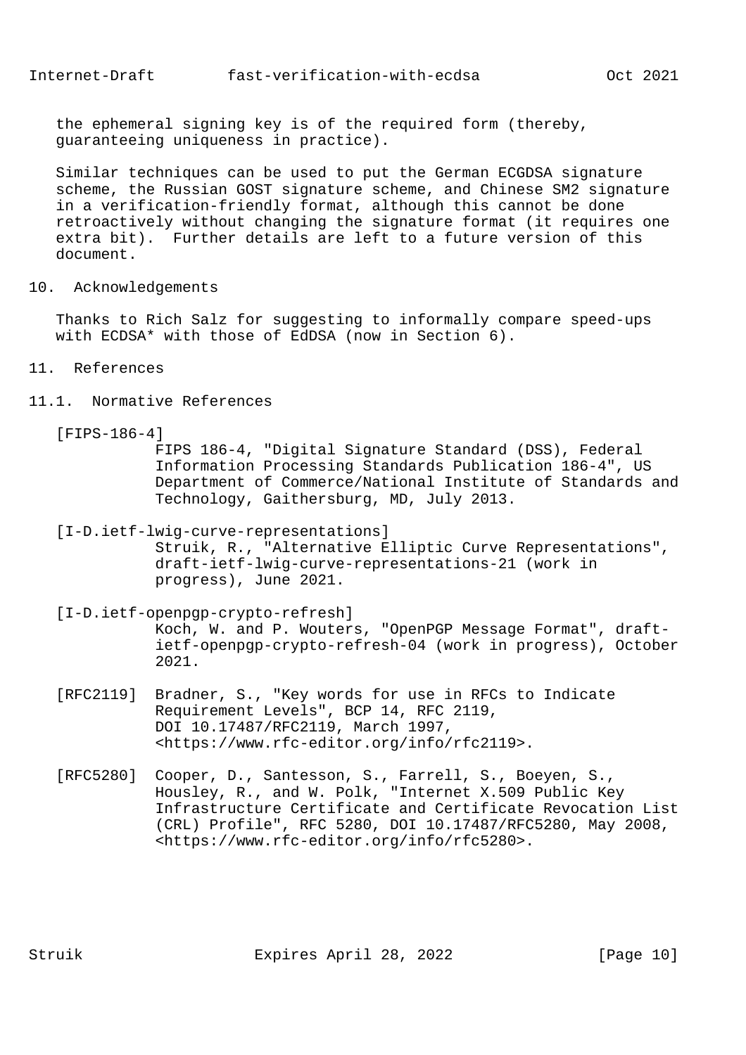the ephemeral signing key is of the required form (thereby, guaranteeing uniqueness in practice).

Similar techniques can be used to put the German ECGDSA signature scheme, the Russian GOST signature scheme, and Chinese SM2 signature in a verification-friendly format, although this cannot be done retroactively without changing the signature format (it requires one extra bit). Further details are left to a future version of this document.

## 10. Acknowledgements

Thanks to Rich Salz for suggesting to informally compare speed-ups with ECDSA* with those of EdDSA (now in Section 6).

## 11. References

### 11.1. Normative References

[FIPS-186-4]
FIPS 186-4, "Digital Signature Standard (DSS), Federal Information Processing Standards Publication 186-4", US Department of Commerce/National Institute of Standards and Technology, Gaithersburg, MD, July 2013.

[I-D.ietf-lwig-curve-representations]
Struik, R., "Alternative Elliptic Curve Representations", draft-ietf-lwig-curve-representations-21 (work in progress), June 2021.

[I-D.ietf-openpgp-crypto-refresh]
Koch, W. and P. Wouters, "OpenPGP Message Format", draft-ietf-openpgp-crypto-refresh-04 (work in progress), October 2021.

[RFC2119] Bradner, S., "Key words for use in RFCs to Indicate Requirement Levels", BCP 14, RFC 2119, DOI 10.17487/RFC2119, March 1997, <https://www.rfc-editor.org/info/rfc2119>.

[RFC5280] Cooper, D., Santesson, S., Farrell, S., Boeyen, S., Housley, R., and W. Polk, "Internet X.509 Public Key Infrastructure Certificate and Certificate Revocation List (CRL) Profile", RFC 5280, DOI 10.17487/RFC5280, May 2008, <https://www.rfc-editor.org/info/rfc5280>.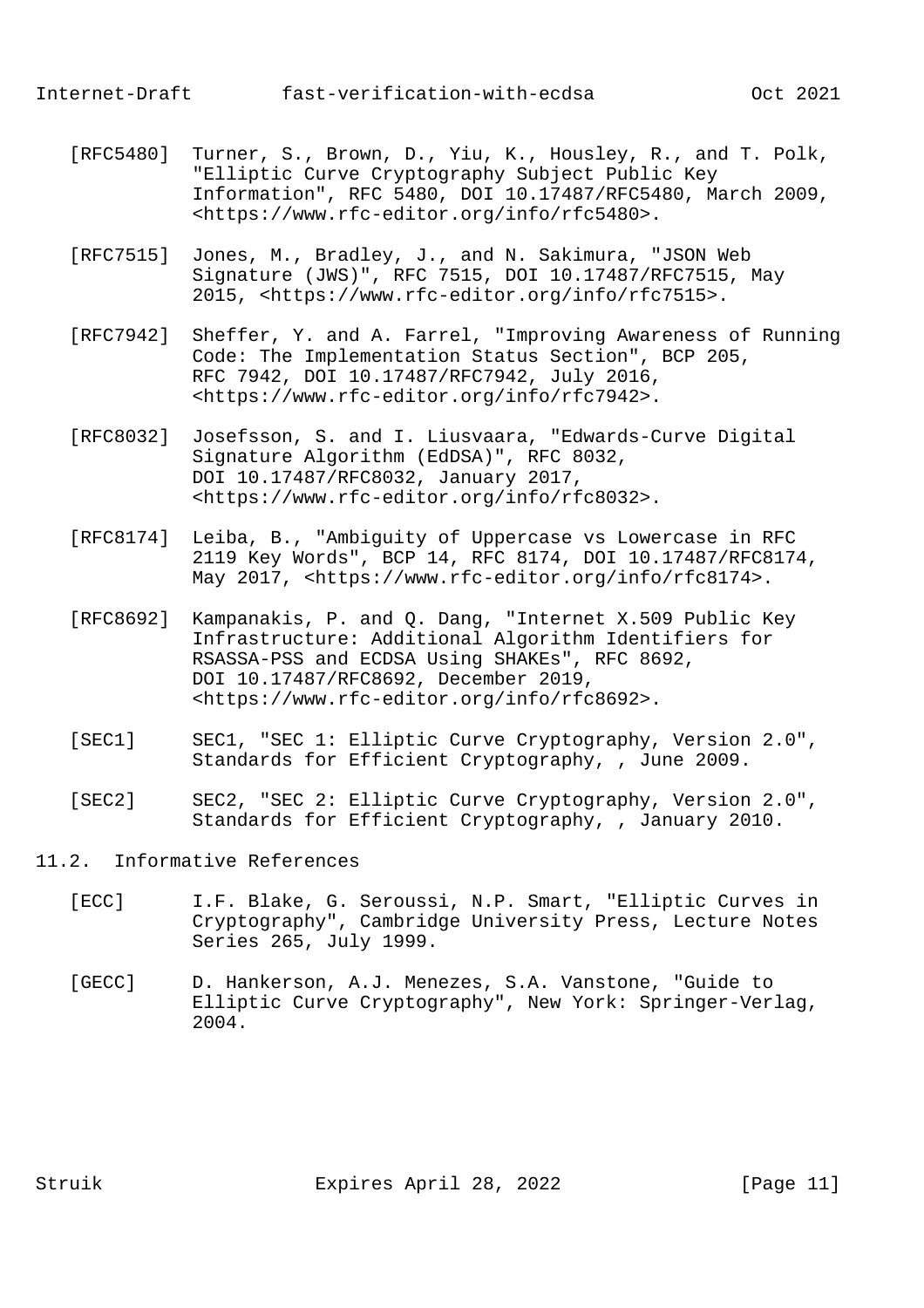[RFC5480] Turner, S., Brown, D., Yiu, K., Housley, R., and T. Polk, "Elliptic Curve Cryptography Subject Public Key Information", RFC 5480, DOI 10.17487/RFC5480, March 2009, <https://www.rfc-editor.org/info/rfc5480>.

[RFC7515] Jones, M., Bradley, J., and N. Sakimura, "JSON Web Signature (JWS)", RFC 7515, DOI 10.17487/RFC7515, May 2015, <https://www.rfc-editor.org/info/rfc7515>.

[RFC7942] Sheffer, Y. and A. Farrel, "Improving Awareness of Running Code: The Implementation Status Section", BCP 205, RFC 7942, DOI 10.17487/RFC7942, July 2016, <https://www.rfc-editor.org/info/rfc7942>.

[RFC8032] Josefsson, S. and I. Liusvaara, "Edwards-Curve Digital Signature Algorithm (EdDSA)", RFC 8032, DOI 10.17487/RFC8032, January 2017, <https://www.rfc-editor.org/info/rfc8032>.

[RFC8174] Leiba, B., "Ambiguity of Uppercase vs Lowercase in RFC 2119 Key Words", BCP 14, RFC 8174, DOI 10.17487/RFC8174, May 2017, <https://www.rfc-editor.org/info/rfc8174>.

[RFC8692] Kampanakis, P. and Q. Dang, "Internet X.509 Public Key Infrastructure: Additional Algorithm Identifiers for RSASSA-PSS and ECDSA Using SHAKEs", RFC 8692, DOI 10.17487/RFC8692, December 2019, <https://www.rfc-editor.org/info/rfc8692>.

[SEC1] SEC1, "SEC 1: Elliptic Curve Cryptography, Version 2.0", Standards for Efficient Cryptography, , June 2009.

[SEC2] SEC2, "SEC 2: Elliptic Curve Cryptography, Version 2.0", Standards for Efficient Cryptography, , January 2010.

### 11.2. Informative References

[ECC] I.F. Blake, G. Seroussi, N.P. Smart, "Elliptic Curves in Cryptography", Cambridge University Press, Lecture Notes Series 265, July 1999.

[GECC] D. Hankerson, A.J. Menezes, S.A. Vanstone, "Guide to Elliptic Curve Cryptography", New York: Springer-Verlag, 2004.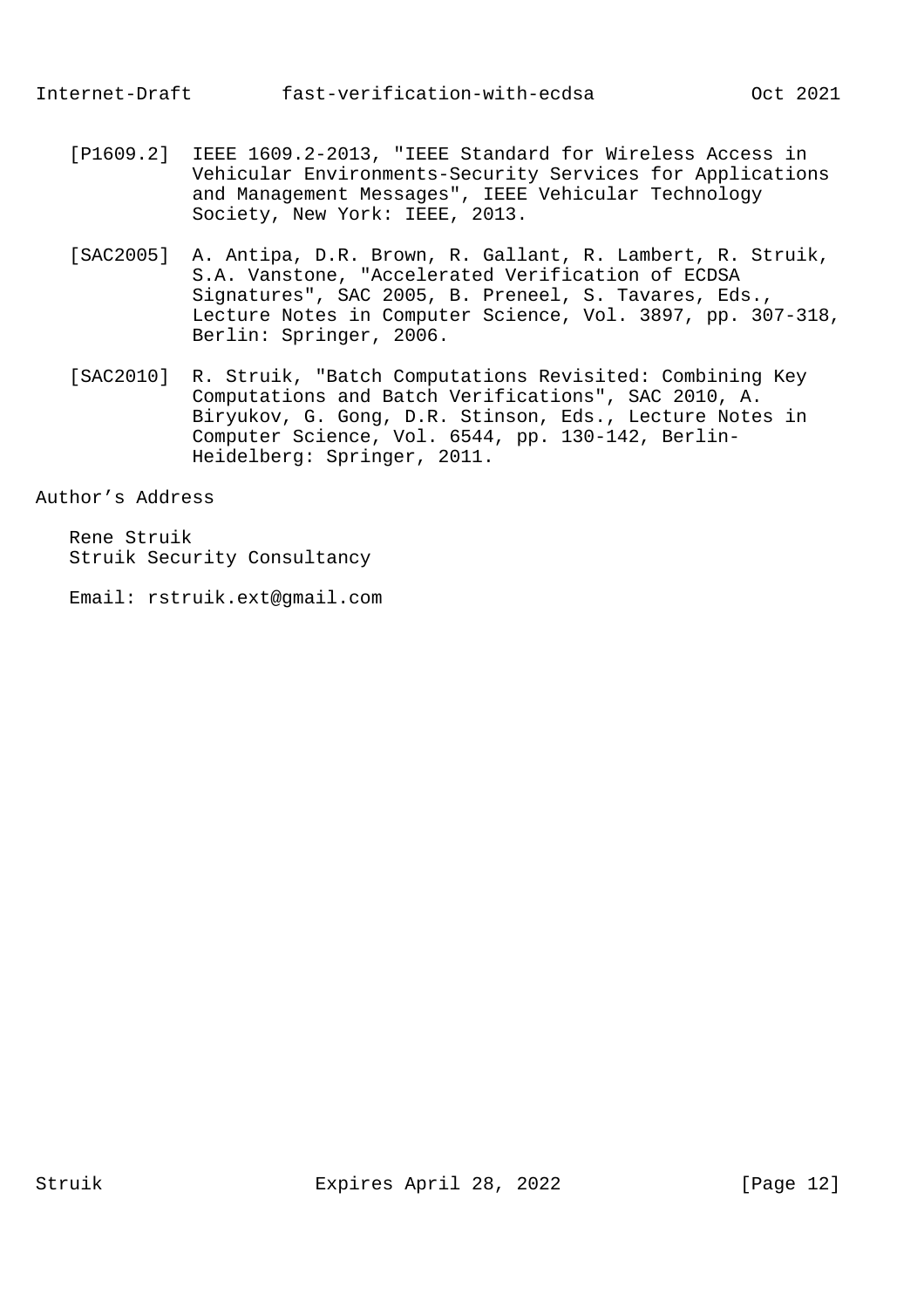[P1609.2] IEEE 1609.2-2013, "IEEE Standard for Wireless Access in Vehicular Environments-Security Services for Applications and Management Messages", IEEE Vehicular Technology Society, New York: IEEE, 2013.

[SAC2005] A. Antipa, D.R. Brown, R. Gallant, R. Lambert, R. Struik, S.A. Vanstone, "Accelerated Verification of ECDSA Signatures", SAC 2005, B. Preneel, S. Tavares, Eds., Lecture Notes in Computer Science, Vol. 3897, pp. 307-318, Berlin: Springer, 2006.

[SAC2010] R. Struik, "Batch Computations Revisited: Combining Key Computations and Batch Verifications", SAC 2010, A. Biryukov, G. Gong, D.R. Stinson, Eds., Lecture Notes in Computer Science, Vol. 6544, pp. 130-142, Berlin-Heidelberg: Springer, 2011.

# Author's Address

Rene Struik
Struik Security Consultancy

Email: rstruik.ext@gmail.com